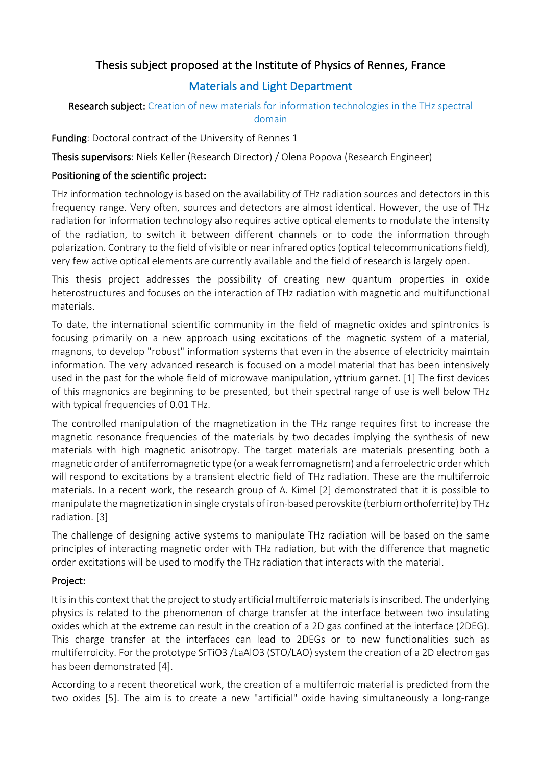# Thesis subject proposed at the Institute of Physics of Rennes, France

## Materials and Light Department

**Research subject:** Creation of new materials for information technologies in the THz spectral domain

**Funding**: Doctoral contract of the University of Rennes 1

**Thesis supervisors**: Niels Keller (Research Director) / Olena Popova (Research Engineer)

### Positioning of the scientific project:

THz information technology is based on the availability of THz radiation sources and detectors in this frequency range. Very often, sources and detectors are almost identical. However, the use of THz radiation for information technology also requires active optical elements to modulate the intensity of the radiation, to switch it between different channels or to code the information through polarization. Contrary to the field of visible or near infrared optics (optical telecommunications field), very few active optical elements are currently available and the field of research is largely open.

This thesis project addresses the possibility of creating new quantum properties in oxide heterostructures and focuses on the interaction of THz radiation with magnetic and multifunctional materials.

To date, the international scientific community in the field of magnetic oxides and spintronics is focusing primarily on a new approach using excitations of the magnetic system of a material, magnons, to develop "robust" information systems that even in the absence of electricity maintain information. The very advanced research is focused on a model material that has been intensively used in the past for the whole field of microwave manipulation, yttrium garnet. [1] The first devices of this magnonics are beginning to be presented, but their spectral range of use is well below THz with typical frequencies of 0.01 THz.

The controlled manipulation of the magnetization in the THz range requires first to increase the magnetic resonance frequencies of the materials by two decades implying the synthesis of new materials with high magnetic anisotropy. The target materials are materials presenting both a magnetic order of antiferromagnetic type (or a weak ferromagnetism) and a ferroelectric order which will respond to excitations by a transient electric field of THz radiation. These are the multiferroic materials. In a recent work, the research group of A. Kimel [2] demonstrated that it is possible to manipulate the magnetization in single crystals of iron-based perovskite (terbium orthoferrite) by THz radiation. [3]

The challenge of designing active systems to manipulate THz radiation will be based on the same principles of interacting magnetic order with THz radiation, but with the difference that magnetic order excitations will be used to modify the THz radiation that interacts with the material.

### Project:

It is in this context that the project to study artificial multiferroic materials is inscribed. The underlying physics is related to the phenomenon of charge transfer at the interface between two insulating oxides which at the extreme can result in the creation of a 2D gas confined at the interface (2DEG). This charge transfer at the interfaces can lead to 2DEGs or to new functionalities such as multiferroicity. For the prototype $SrTiO_3$ /$LaAlO_3$ (STO/LAO) system the creation of a 2D electron gas has been demonstrated [4].

According to a recent theoretical work, the creation of a multiferroic material is predicted from the two oxides [5]. The aim is to create a new "artificial" oxide having simultaneously a long-range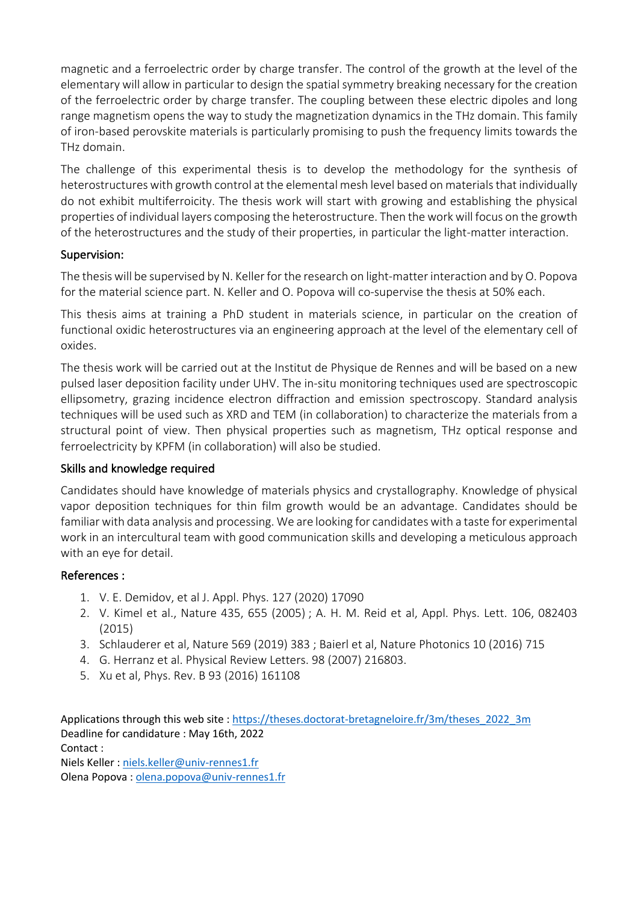magnetic and a ferroelectric order by charge transfer. The control of the growth at the level of the elementary will allow in particular to design the spatial symmetry breaking necessary for the creation of the ferroelectric order by charge transfer. The coupling between these electric dipoles and long range magnetism opens the way to study the magnetization dynamics in the THz domain. This family of iron-based perovskite materials is particularly promising to push the frequency limits towards the THz domain.

The challenge of this experimental thesis is to develop the methodology for the synthesis of heterostructures with growth control at the elemental mesh level based on materials that individually do not exhibit multiferroicity. The thesis work will start with growing and establishing the physical properties of individual layers composing the heterostructure. Then the work will focus on the growth of the heterostructures and the study of their properties, in particular the light-matter interaction.

## Supervision:

The thesis will be supervised by N. Keller for the research on light-matter interaction and by O. Popova for the material science part. N. Keller and O. Popova will co-supervise the thesis at 50% each.

This thesis aims at training a PhD student in materials science, in particular on the creation of functional oxidic heterostructures via an engineering approach at the level of the elementary cell of oxides.

The thesis work will be carried out at the Institut de Physique de Rennes and will be based on a new pulsed laser deposition facility under UHV. The in-situ monitoring techniques used are spectroscopic ellipsometry, grazing incidence electron diffraction and emission spectroscopy. Standard analysis techniques will be used such as XRD and TEM (in collaboration) to characterize the materials from a structural point of view. Then physical properties such as magnetism, THz optical response and ferroelectricity by KPFM (in collaboration) will also be studied.

## Skills and knowledge required

Candidates should have knowledge of materials physics and crystallography. Knowledge of physical vapor deposition techniques for thin film growth would be an advantage. Candidates should be familiar with data analysis and processing. We are looking for candidates with a taste for experimental work in an intercultural team with good communication skills and developing a meticulous approach with an eye for detail.

## References :

1. V. E. Demidov, et al J. Appl. Phys. 127 (2020) 17090
2. V. Kimel et al., Nature 435, 655 (2005) ; A. H. M. Reid et al, Appl. Phys. Lett. 106, 082403 (2015)
3. Schlauderer et al, Nature 569 (2019) 383 ; Baierl et al, Nature Photonics 10 (2016) 715
4. G. Herranz et al. Physical Review Letters. 98 (2007) 216803.
5. Xu et al, Phys. Rev. B 93 (2016) 161108

Applications through this web site : https://theses.doctorat-bretagneloire.fr/3m/theses_2022_3m
Deadline for candidature : May 16th, 2022
Contact :
Niels Keller : niels.keller@univ-rennes1.fr
Olena Popova : olena.popova@univ-rennes1.fr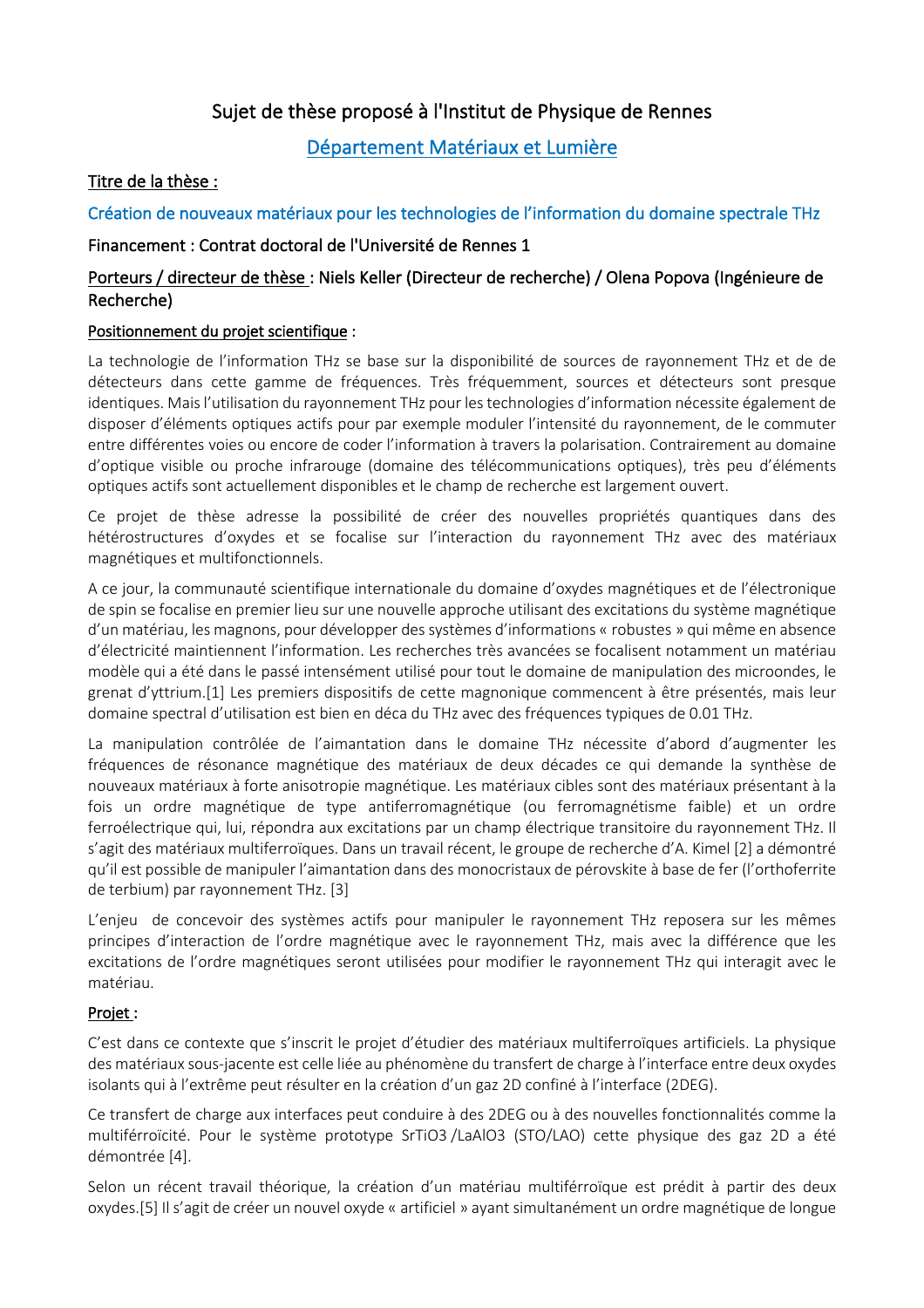# Sujet de thèse proposé à l'Institut de Physique de Rennes

## Département Matériaux et Lumière

**Titre de la thèse :**

### Création de nouveaux matériaux pour les technologies de l'information du domaine spectrale THz

**Financement : Contrat doctoral de l'Université de Rennes 1**

**Porteurs / directeur de thèse : Niels Keller (Directeur de recherche) / Olena Popova (Ingénieure de Recherche)**

**Positionnement du projet scientifique :**

La technologie de l'information THz se base sur la disponibilité de sources de rayonnement THz et de de détecteurs dans cette gamme de fréquences. Très fréquemment, sources et détecteurs sont presque identiques. Mais l'utilisation du rayonnement THz pour les technologies d'information nécessite également de disposer d'éléments optiques actifs pour par exemple moduler l'intensité du rayonnement, de le commuter entre différentes voies ou encore de coder l'information à travers la polarisation. Contrairement au domaine d'optique visible ou proche infrarouge (domaine des télécommunications optiques), très peu d'éléments optiques actifs sont actuellement disponibles et le champ de recherche est largement ouvert.

Ce projet de thèse adresse la possibilité de créer des nouvelles propriétés quantiques dans des hétérostructures d'oxydes et se focalise sur l'interaction du rayonnement THz avec des matériaux magnétiques et multifonctionnels.

A ce jour, la communauté scientifique internationale du domaine d'oxydes magnétiques et de l'électronique de spin se focalise en premier lieu sur une nouvelle approche utilisant des excitations du système magnétique d'un matériau, les magnons, pour développer des systèmes d'informations « robustes » qui même en absence d'électricité maintiennent l'information. Les recherches très avancées se focalisent notamment un matériau modèle qui a été dans le passé intensément utilisé pour tout le domaine de manipulation des microondes, le grenat d'yttrium.[1] Les premiers dispositifs de cette magnonique commencent à être présentés, mais leur domaine spectral d'utilisation est bien en déca du THz avec des fréquences typiques de 0.01 THz.

La manipulation contrôlée de l'aimantation dans le domaine THz nécessite d'abord d'augmenter les fréquences de résonance magnétique des matériaux de deux décades ce qui demande la synthèse de nouveaux matériaux à forte anisotropie magnétique. Les matériaux cibles sont des matériaux présentant à la fois un ordre magnétique de type antiferromagnétique (ou ferromagnétisme faible) et un ordre ferroélectrique qui, lui, répondra aux excitations par un champ électrique transitoire du rayonnement THz. Il s'agit des matériaux multiferroïques. Dans un travail récent, le groupe de recherche d'A. Kimel [2] a démontré qu'il est possible de manipuler l'aimantation dans des monocristaux de pérovskite à base de fer (l'orthoferrite de terbium) par rayonnement THz. [3]

L'enjeu de concevoir des systèmes actifs pour manipuler le rayonnement THz reposera sur les mêmes principes d'interaction de l'ordre magnétique avec le rayonnement THz, mais avec la différence que les excitations de l'ordre magnétiques seront utilisées pour modifier le rayonnement THz qui interagit avec le matériau.

**Projet :**

C'est dans ce contexte que s'inscrit le projet d'étudier des matériaux multiferroïques artificiels. La physique des matériaux sous-jacente est celle liée au phénomène du transfert de charge à l'interface entre deux oxydes isolants qui à l'extrême peut résulter en la création d'un gaz 2D confiné à l'interface (2DEG).

Ce transfert de charge aux interfaces peut conduire à des 2DEG ou à des nouvelles fonctionnalités comme la multiférroïcité. Pour le système prototype $SrTiO_3$ /$LaAlO_3$ (STO/LAO) cette physique des gaz 2D a été démontrée [4].

Selon un récent travail théorique, la création d'un matériau multiférroïque est prédit à partir des deux oxydes.[5] Il s'agit de créer un nouvel oxyde « artificiel » ayant simultanément un ordre magnétique de longue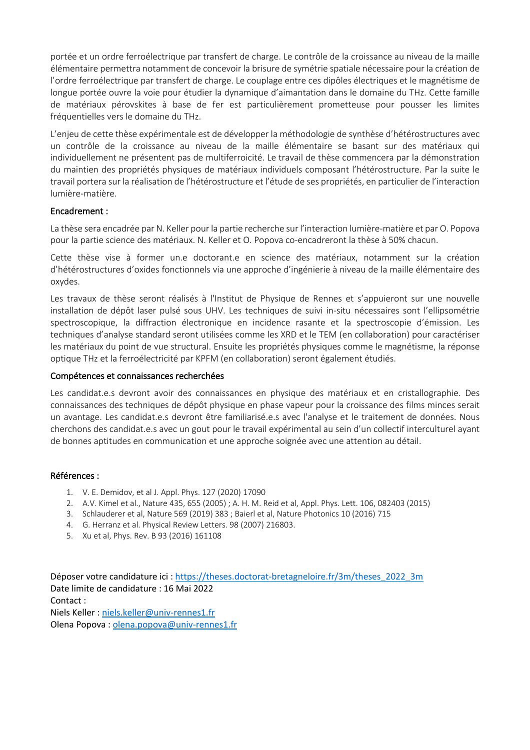portée et un ordre ferroélectrique par transfert de charge. Le contrôle de la croissance au niveau de la maille élémentaire permettra notamment de concevoir la brisure de symétrie spatiale nécessaire pour la création de l'ordre ferroélectrique par transfert de charge. Le couplage entre ces dipôles électriques et le magnétisme de longue portée ouvre la voie pour étudier la dynamique d'aimantation dans le domaine du THz. Cette famille de matériaux pérovskites à base de fer est particulièrement prometteuse pour pousser les limites fréquentielles vers le domaine du THz.

L'enjeu de cette thèse expérimentale est de développer la méthodologie de synthèse d'hétérostructures avec un contrôle de la croissance au niveau de la maille élémentaire se basant sur des matériaux qui individuellement ne présentent pas de multiferroicité. Le travail de thèse commencera par la démonstration du maintien des propriétés physiques de matériaux individuels composant l'hétérostructure. Par la suite le travail portera sur la réalisation de l'hétérostructure et l'étude de ses propriétés, en particulier de l'interaction lumière-matière.

## Encadrement :

La thèse sera encadrée par N. Keller pour la partie recherche sur l'interaction lumière-matière et par O. Popova pour la partie science des matériaux. N. Keller et O. Popova co-encadreront la thèse à 50% chacun.

Cette thèse vise à former un.e doctorant.e en science des matériaux, notamment sur la création d'hétérostructures d'oxydes fonctionnels via une approche d'ingénierie à niveau de la maille élémentaire des oxydes.

Les travaux de thèse seront réalisés à l'Institut de Physique de Rennes et s'appuieront sur une nouvelle installation de dépôt laser pulsé sous UHV. Les techniques de suivi in-situ nécessaires sont l'ellipsométrie spectroscopique, la diffraction électronique en incidence rasante et la spectroscopie d'émission. Les techniques d'analyse standard seront utilisées comme les XRD et le TEM (en collaboration) pour caractériser les matériaux du point de vue structural. Ensuite les propriétés physiques comme le magnétisme, la réponse optique THz et la ferroélectricité par KPFM (en collaboration) seront également étudiés.

## Compétences et connaissances recherchées

Les candidat.e.s devront avoir des connaissances en physique des matériaux et en cristallographie. Des connaissances des techniques de dépôt physique en phase vapeur pour la croissance des films minces serait un avantage. Les candidat.e.s devront être familiarisé.e.s avec l'analyse et le traitement de données. Nous cherchons des candidat.e.s avec un gout pour le travail expérimental au sein d'un collectif interculturel ayant de bonnes aptitudes en communication et une approche soignée avec une attention au détail.

## Références :

1. V. E. Demidov, et al J. Appl. Phys. 127 (2020) 17090
2. A.V. Kimel et al., Nature 435, 655 (2005) ; A. H. M. Reid et al, Appl. Phys. Lett. 106, 082403 (2015)
3. Schlauderer et al, Nature 569 (2019) 383 ; Baierl et al, Nature Photonics 10 (2016) 715
4. G. Herranz et al. Physical Review Letters. 98 (2007) 216803.
5. Xu et al, Phys. Rev. B 93 (2016) 161108

Déposer votre candidature ici : https://theses.doctorat-bretagneloire.fr/3m/theses_2022_3m
Date limite de candidature : 16 Mai 2022
Contact :
Niels Keller : niels.keller@univ-rennes1.fr
Olena Popova : olena.popova@univ-rennes1.fr